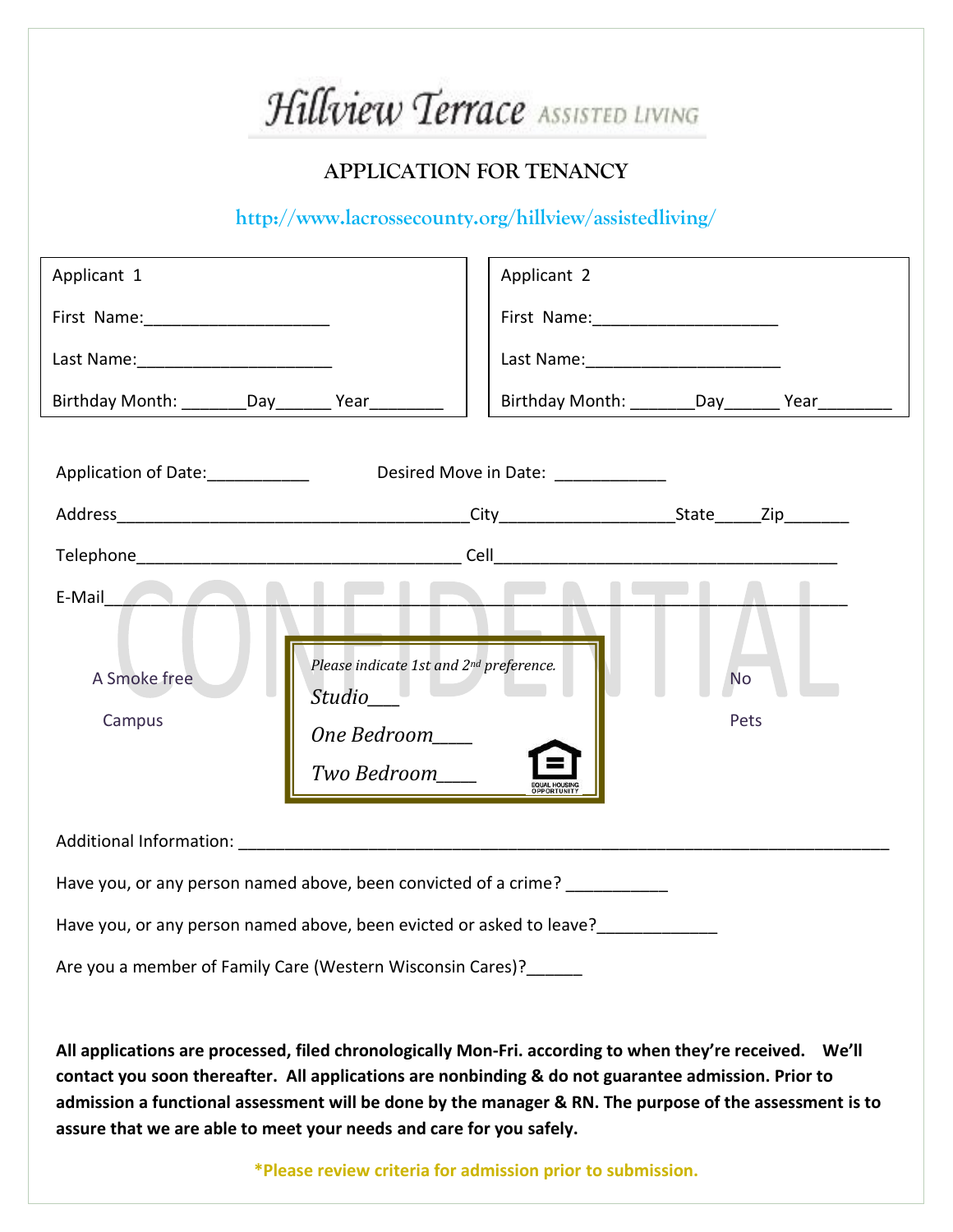# Hillview Terrace ASSISTED LIVING

## APPLICATION FOR TENANCY

http://www.lacrossecounty.org/hillview/assistedliving/

| Applicant 1 | Applicant 2 |
|---|---|
| First Name:____________________ | First Name:____________________ |
| Last Name:_____________________ | Last Name:_____________________ |
| Birthday Month: _______Day______ Year________ | Birthday Month: _______Day______ Year________ |

Application of Date:___________ Desired Move in Date: ____________

Address_______________________________________City__________________State_____Zip_______

Telephone____________________________________ Cell______________________________________

E-Mail____________________________________________________________________________

CONFIDENTIAL

A Smoke free Campus

*Please indicate 1st and 2nd preference.*

*Studio___*

*One Bedroom____*

*Two Bedroom____*

EQUAL HOUSING OPPORTUNITY

No Pets

Additional Information: ________________________________________________________________________

Have you, or any person named above, been convicted of a crime? ___________

Have you, or any person named above, been evicted or asked to leave?_____________

Are you a member of Family Care (Western Wisconsin Cares)?______

**All applications are processed, filed chronologically Mon-Fri. according to when they're received. We'll contact you soon thereafter. All applications are nonbinding & do not guarantee admission. Prior to admission a functional assessment will be done by the manager & RN. The purpose of the assessment is to assure that we are able to meet your needs and care for you safely.**

**\*Please review criteria for admission prior to submission.**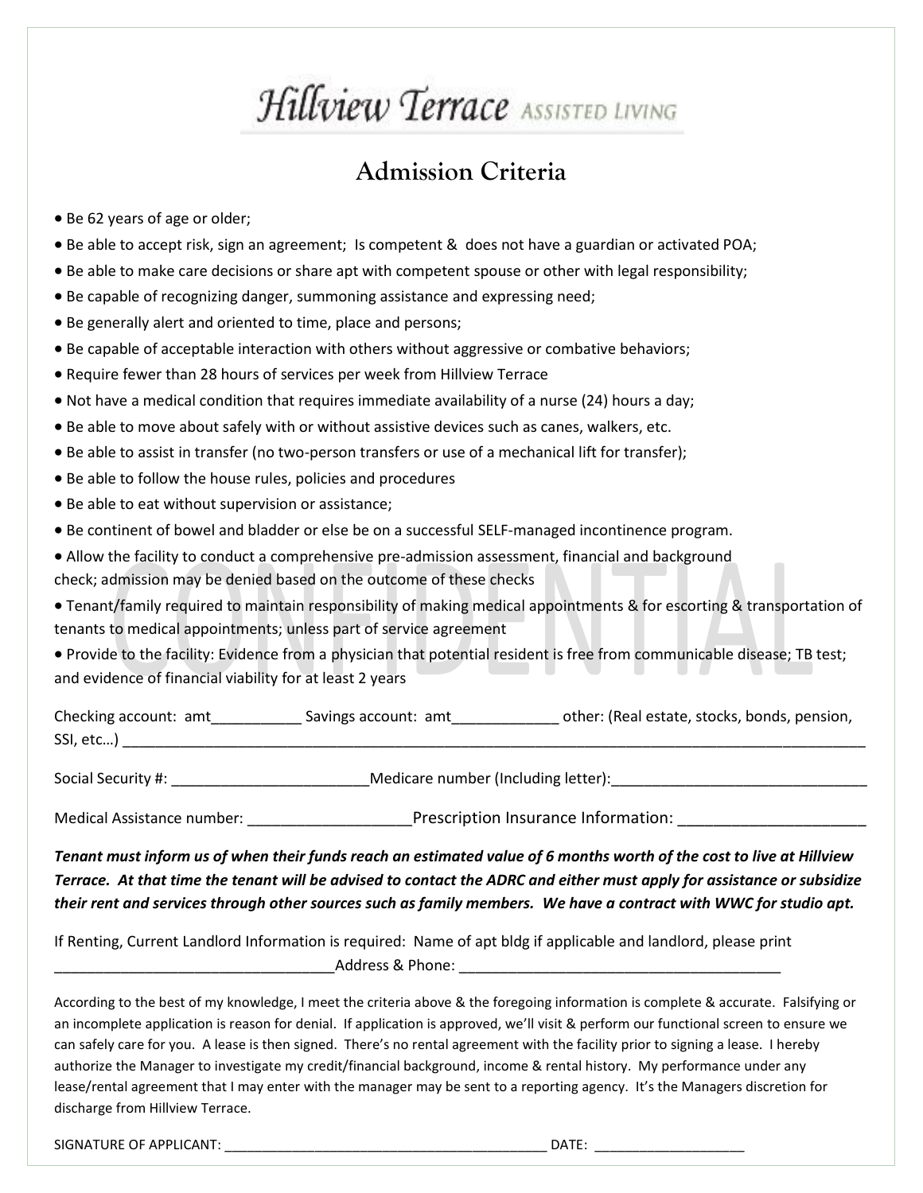# Hillview Terrace ASSISTED LIVING

## Admission Criteria

- Be 62 years of age or older;
- Be able to accept risk, sign an agreement; Is competent & does not have a guardian or activated POA;
- Be able to make care decisions or share apt with competent spouse or other with legal responsibility;
- Be capable of recognizing danger, summoning assistance and expressing need;
- Be generally alert and oriented to time, place and persons;
- Be capable of acceptable interaction with others without aggressive or combative behaviors;
- Require fewer than 28 hours of services per week from Hillview Terrace
- Not have a medical condition that requires immediate availability of a nurse (24) hours a day;
- Be able to move about safely with or without assistive devices such as canes, walkers, etc.
- Be able to assist in transfer (no two-person transfers or use of a mechanical lift for transfer);
- Be able to follow the house rules, policies and procedures
- Be able to eat without supervision or assistance;
- Be continent of bowel and bladder or else be on a successful SELF-managed incontinence program.
- Allow the facility to conduct a comprehensive pre-admission assessment, financial and background check; admission may be denied based on the outcome of these checks
- Tenant/family required to maintain responsibility of making medical appointments & for escorting & transportation of tenants to medical appointments; unless part of service agreement
- Provide to the facility: Evidence from a physician that potential resident is free from communicable disease; TB test; and evidence of financial viability for at least 2 years

Checking account: amt___________ Savings account: amt_____________ other: (Real estate, stocks, bonds, pension, SSI, etc…) ______________________________________________________________________________________

Social Security #: ________________________Medicare number (Including letter):_______________________________

Medical Assistance number: ____________________Prescription Insurance Information: ______________________

***Tenant must inform us of when their funds reach an estimated value of 6 months worth of the cost to live at Hillview Terrace. At that time the tenant will be advised to contact the ADRC and either must apply for assistance or subsidize their rent and services through other sources such as family members. We have a contract with WWC for studio apt.***

If Renting, Current Landlord Information is required: Name of apt bldg if applicable and landlord, please print
__________________________________Address & Phone: ________________________________________

According to the best of my knowledge, I meet the criteria above & the foregoing information is complete & accurate. Falsifying or an incomplete application is reason for denial. If application is approved, we'll visit & perform our functional screen to ensure we can safely care for you. A lease is then signed. There's no rental agreement with the facility prior to signing a lease. I hereby authorize the Manager to investigate my credit/financial background, income & rental history. My performance under any lease/rental agreement that I may enter with the manager may be sent to a reporting agency. It's the Managers discretion for discharge from Hillview Terrace.

SIGNATURE OF APPLICANT: ___________________________________________ DATE: ___________________